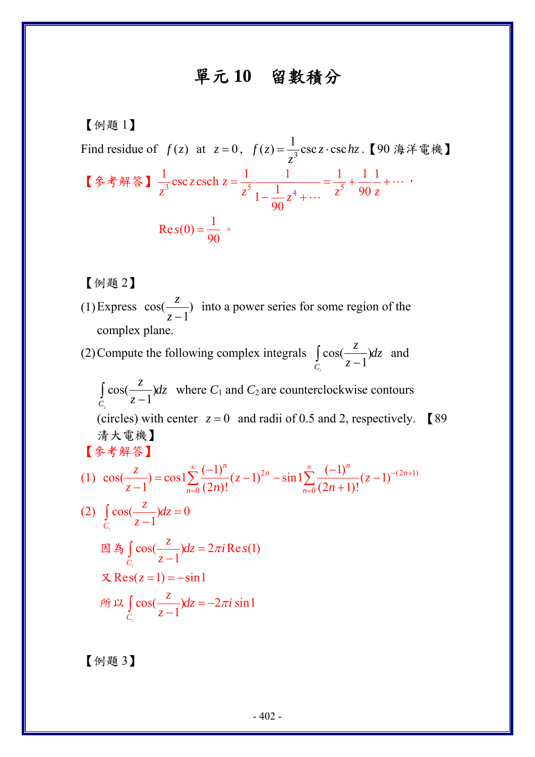# 單元 10　留數積分

【例題 1】

Find residue of $f(z)$ at $z=0$, $f(z)=\dfrac{1}{z^3}\csc z\cdot\csc hz$.【90 海洋電機】

【參考解答】$\dfrac{1}{z^3}\csc z\,\mathrm{csch}\,z=\dfrac{1}{z^5}\dfrac{1}{1-\dfrac{1}{90}z^4+\cdots}=\dfrac{1}{z^5}+\dfrac{1}{90}\dfrac{1}{z}+\cdots$，

$\mathrm{Res}(0)=\dfrac{1}{90}$。

【例題 2】

(1) Express $\cos(\dfrac{z}{z-1})$ into a power series for some region of the complex plane.

(2) Compute the following complex integrals $\displaystyle\int_{C_1}\cos(\frac{z}{z-1})dz$ and $\displaystyle\int_{C_2}\cos(\frac{z}{z-1})dz$ where $C_1$ and $C_2$ are counterclockwise contours (circles) with center $z=0$ and radii of 0.5 and 2, respectively. 【89 清大電機】

【參考解答】

(1) $\displaystyle\cos(\frac{z}{z-1})=\cos 1\sum_{n=0}^{\infty}\frac{(-1)^n}{(2n)!}(z-1)^{2n}-\sin 1\sum_{n=0}^{\infty}\frac{(-1)^n}{(2n+1)!}(z-1)^{-(2n+1)}$

(2) $\displaystyle\int_{C_1}\cos(\frac{z}{z-1})dz=0$

因為 $\displaystyle\int_{C_2}\cos(\frac{z}{z-1})dz=2\pi i\,\mathrm{Res}(1)$

又 $\mathrm{Res}(z=1)=-\sin 1$

所以 $\displaystyle\int_{C_2}\cos(\frac{z}{z-1})dz=-2\pi i\sin 1$

【例題 3】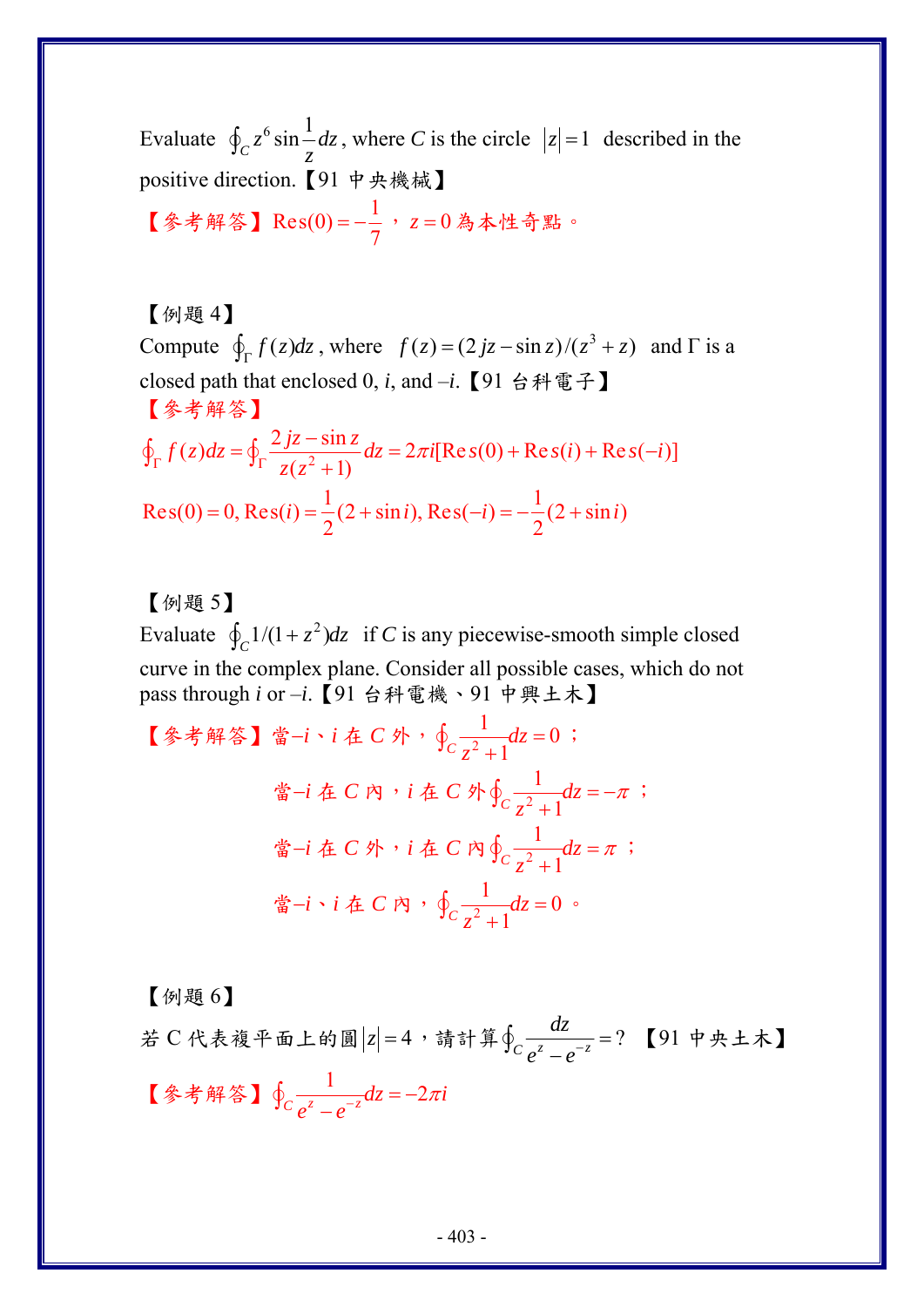Evaluate $\oint_C z^6 \sin\frac{1}{z}dz$, where $C$ is the circle $|z|=1$ described in the positive direction.【91 中央機械】

【參考解答】$\text{Res}(0) = -\frac{1}{7}$，$z=0$ 為本性奇點。

【例題 4】

Compute $\oint_\Gamma f(z)dz$, where $f(z) = (2jz - \sin z)/(z^3+z)$ and Γ is a closed path that enclosed 0, $i$, and $-i$.【91 台科電子】

【參考解答】

$$\oint_\Gamma f(z)dz = \oint_\Gamma \frac{2jz - \sin z}{z(z^2+1)}dz = 2\pi i[\text{Res}(0) + \text{Res}(i) + \text{Res}(-i)]$$

$$\text{Res}(0) = 0, \text{Res}(i) = \frac{1}{2}(2+\sin i), \text{Res}(-i) = -\frac{1}{2}(2+\sin i)$$

【例題 5】

Evaluate $\oint_C 1/(1+z^2)dz$ if $C$ is any piecewise-smooth simple closed curve in the complex plane. Consider all possible cases, which do not pass through $i$ or $-i$.【91 台科電機、91 中興土木】

【參考解答】當$-i$、$i$ 在 $C$ 外，$\oint_C \frac{1}{z^2+1}dz = 0$；

當$-i$ 在 $C$ 內，$i$ 在 $C$ 外$\oint_C \frac{1}{z^2+1}dz = -\pi$；

當$-i$ 在 $C$ 外，$i$ 在 $C$ 內$\oint_C \frac{1}{z^2+1}dz = \pi$；

當$-i$、$i$ 在 $C$ 內，$\oint_C \frac{1}{z^2+1}dz = 0$。

【例題 6】

若 C 代表複平面上的圓$|z|=4$，請計算$\oint_C \frac{dz}{e^z - e^{-z}} = ?$ 【91 中央土木】

【參考解答】$\oint_C \frac{1}{e^z - e^{-z}}dz = -2\pi i$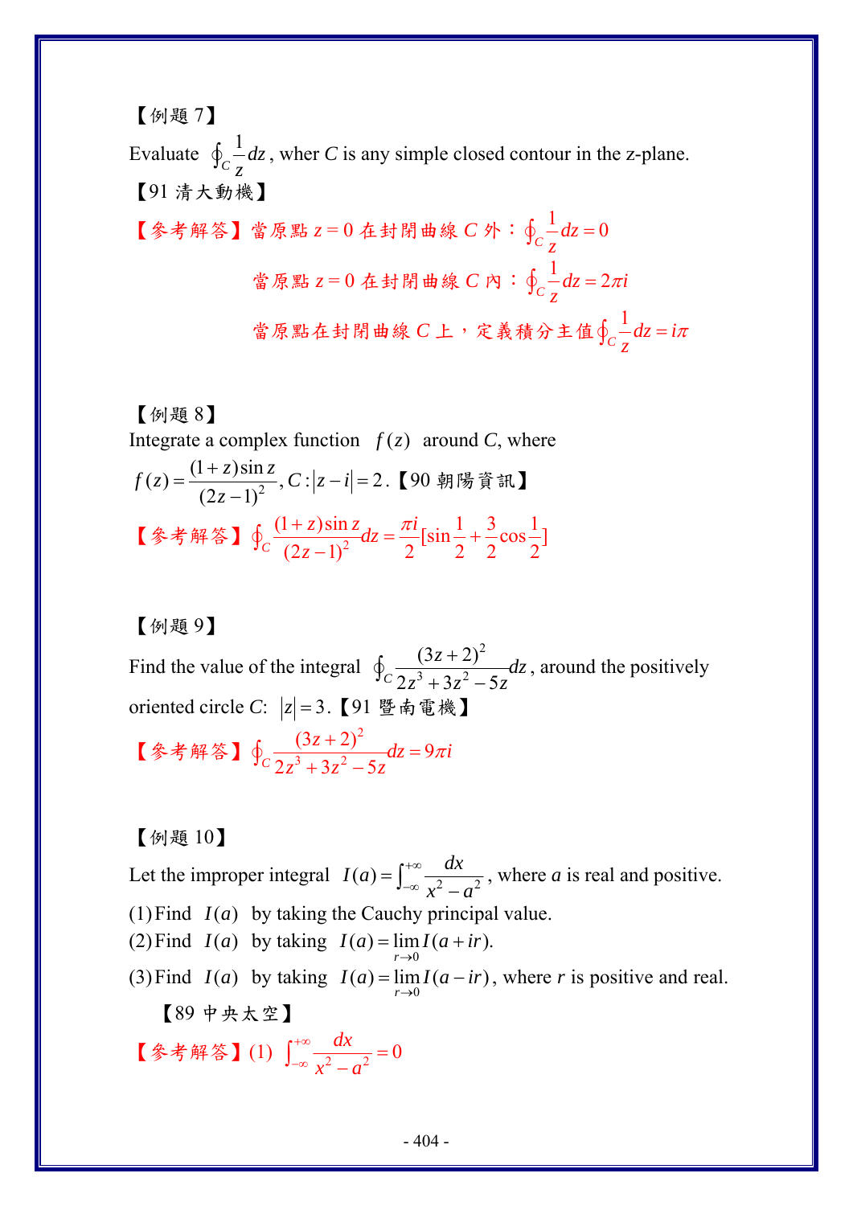【例題 7】

Evaluate $\oint_C \frac{1}{z} dz$, wher $C$ is any simple closed contour in the z-plane.

【91 清大動機】

【參考解答】當原點 $z=0$ 在封閉曲線 $C$ 外：$\oint_C \frac{1}{z} dz = 0$

當原點 $z=0$ 在封閉曲線 $C$ 內：$\oint_C \frac{1}{z} dz = 2\pi i$

當原點在封閉曲線 $C$ 上，定義積分主值 $\oint_C \frac{1}{z} dz = i\pi$

【例題 8】

Integrate a complex function $f(z)$ around $C$, where

$f(z) = \frac{(1+z)\sin z}{(2z-1)^2}, C: |z-i| = 2$.【90 朝陽資訊】

【參考解答】$\oint_C \frac{(1+z)\sin z}{(2z-1)^2} dz = \frac{\pi i}{2}[\sin\frac{1}{2} + \frac{3}{2}\cos\frac{1}{2}]$

【例題 9】

Find the value of the integral $\oint_C \frac{(3z+2)^2}{2z^3+3z^2-5z} dz$, around the positively oriented circle $C$: $|z| = 3$.【91 暨南電機】

【參考解答】$\oint_C \frac{(3z+2)^2}{2z^3+3z^2-5z} dz = 9\pi i$

【例題 10】

Let the improper integral $I(a) = \int_{-\infty}^{+\infty} \frac{dx}{x^2-a^2}$, where $a$ is real and positive.

(1) Find $I(a)$ by taking the Cauchy principal value.

(2) Find $I(a)$ by taking $I(a) = \lim_{r \to 0} I(a+ir)$.

(3) Find $I(a)$ by taking $I(a) = \lim_{r \to 0} I(a-ir)$, where $r$ is positive and real.

【89 中央太空】

【參考解答】(1) $\int_{-\infty}^{+\infty} \frac{dx}{x^2-a^2} = 0$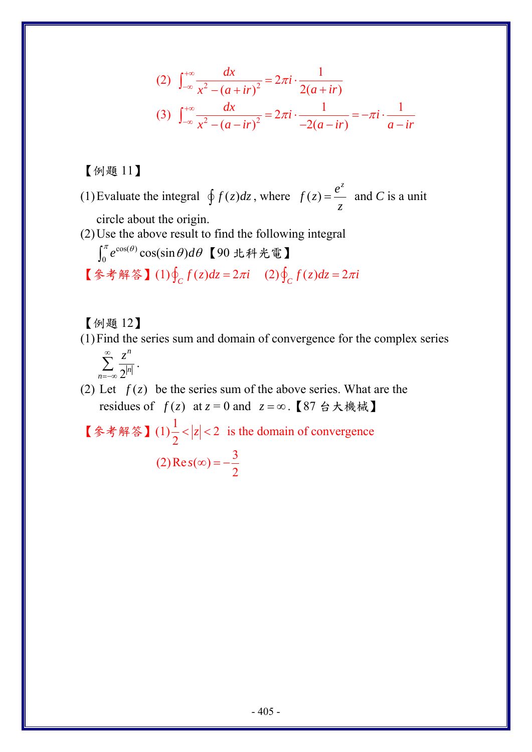(2) $\int_{-\infty}^{+\infty} \frac{dx}{x^2-(a+ir)^2} = 2\pi i \cdot \frac{1}{2(a+ir)}$

(3) $\int_{-\infty}^{+\infty} \frac{dx}{x^2-(a-ir)^2} = 2\pi i \cdot \frac{1}{-2(a-ir)} = -\pi i \cdot \frac{1}{a-ir}$

【例題 11】

(1) Evaluate the integral $\oint f(z)dz$, where $f(z)=\frac{e^z}{z}$ and $C$ is a unit circle about the origin.

(2) Use the above result to find the following integral $\int_0^{\pi} e^{\cos(\theta)}\cos(\sin\theta)d\theta$【90 北科光電】

【參考解答】(1) $\oint_C f(z)dz = 2\pi i$ (2) $\oint_C f(z)dz = 2\pi i$

【例題 12】

(1) Find the series sum and domain of convergence for the complex series $\sum_{n=-\infty}^{\infty} \frac{z^n}{2^{|n|}}$.

(2) Let $f(z)$ be the series sum of the above series. What are the residues of $f(z)$ at z = 0 and $z=\infty$.【87 台大機械】

【參考解答】(1) $\frac{1}{2}<|z|<2$ is the domain of convergence

(2) $\text{Res}(\infty) = -\frac{3}{2}$